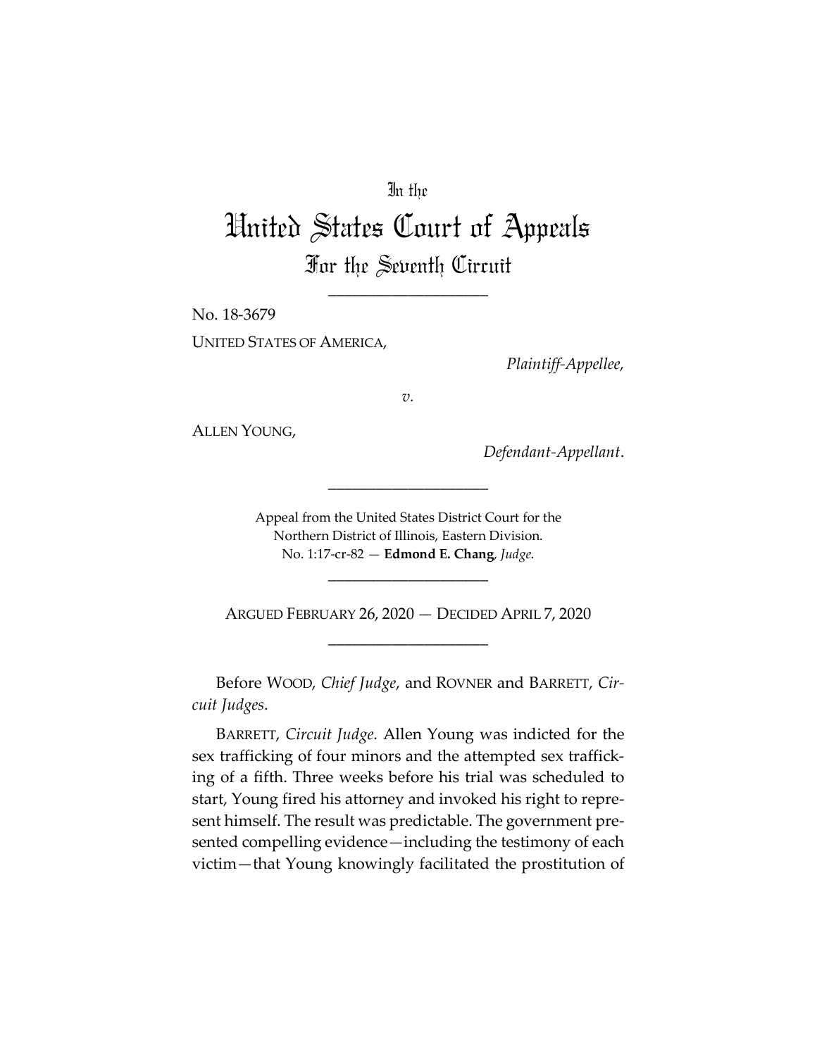In the

# United States Court of Appeals

## For the Seventh Circuit

____________________

No. 18-3679

UNITED STATES OF AMERICA,

*Plaintiff-Appellee*,

*v.*

ALLEN YOUNG,

*Defendant-Appellant*.

____________________

Appeal from the United States District Court for the Northern District of Illinois, Eastern Division.
No. 1:17-cr-82 — **Edmond E. Chang**, *Judge.*

____________________

ARGUED FEBRUARY 26, 2020 — DECIDED APRIL 7, 2020

____________________

Before WOOD, *Chief Judge*, and ROVNER and BARRETT, *Circuit Judges*.

BARRETT, *Circuit Judge*. Allen Young was indicted for the sex trafficking of four minors and the attempted sex trafficking of a fifth. Three weeks before his trial was scheduled to start, Young fired his attorney and invoked his right to represent himself. The result was predictable. The government presented compelling evidence—including the testimony of each victim—that Young knowingly facilitated the prostitution of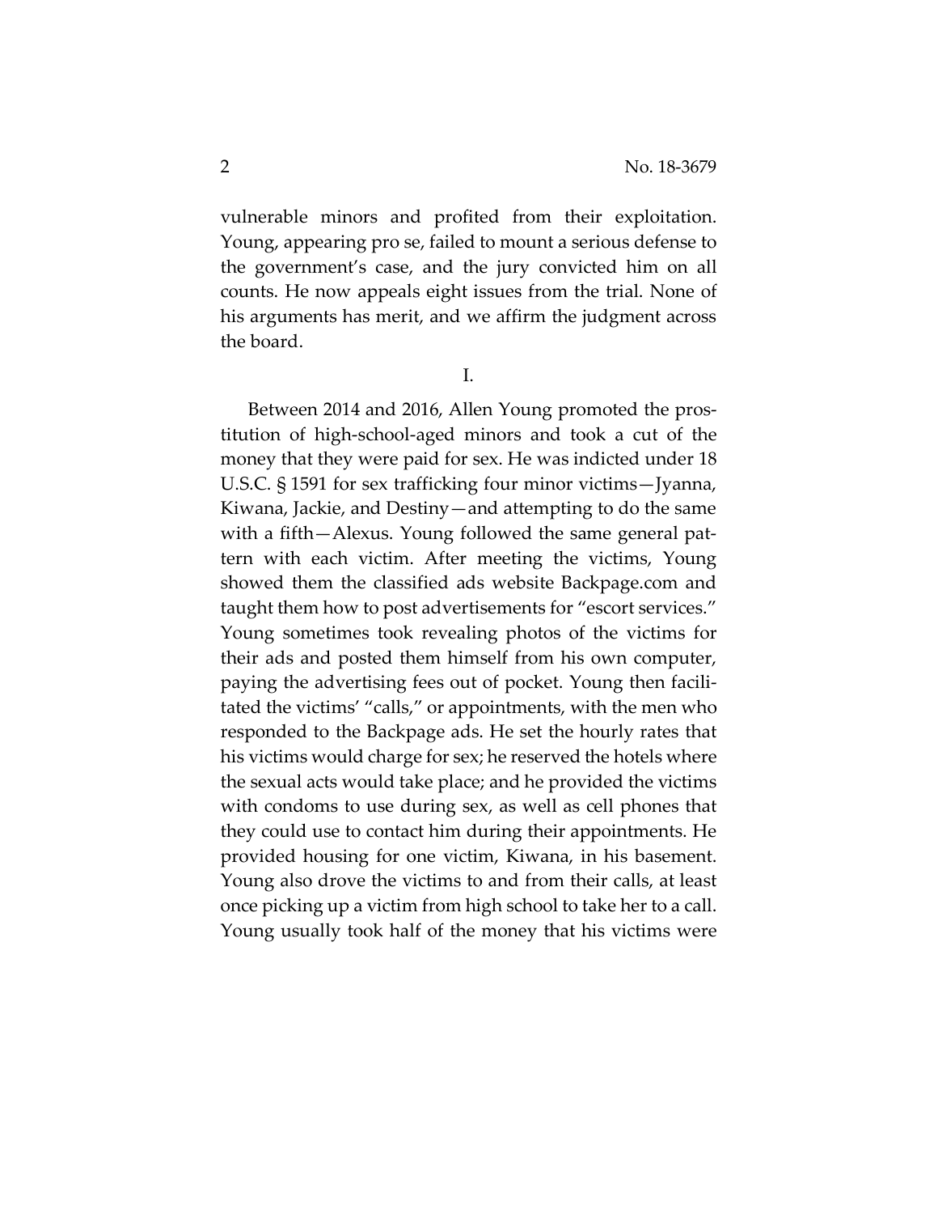vulnerable minors and profited from their exploitation. Young, appearing pro se, failed to mount a serious defense to the government's case, and the jury convicted him on all counts. He now appeals eight issues from the trial. None of his arguments has merit, and we affirm the judgment across the board.

## I.

Between 2014 and 2016, Allen Young promoted the prostitution of high-school-aged minors and took a cut of the money that they were paid for sex. He was indicted under 18 U.S.C. § 1591 for sex trafficking four minor victims—Jyanna, Kiwana, Jackie, and Destiny—and attempting to do the same with a fifth—Alexus. Young followed the same general pattern with each victim. After meeting the victims, Young showed them the classified ads website Backpage.com and taught them how to post advertisements for "escort services." Young sometimes took revealing photos of the victims for their ads and posted them himself from his own computer, paying the advertising fees out of pocket. Young then facilitated the victims' "calls," or appointments, with the men who responded to the Backpage ads. He set the hourly rates that his victims would charge for sex; he reserved the hotels where the sexual acts would take place; and he provided the victims with condoms to use during sex, as well as cell phones that they could use to contact him during their appointments. He provided housing for one victim, Kiwana, in his basement. Young also drove the victims to and from their calls, at least once picking up a victim from high school to take her to a call. Young usually took half of the money that his victims were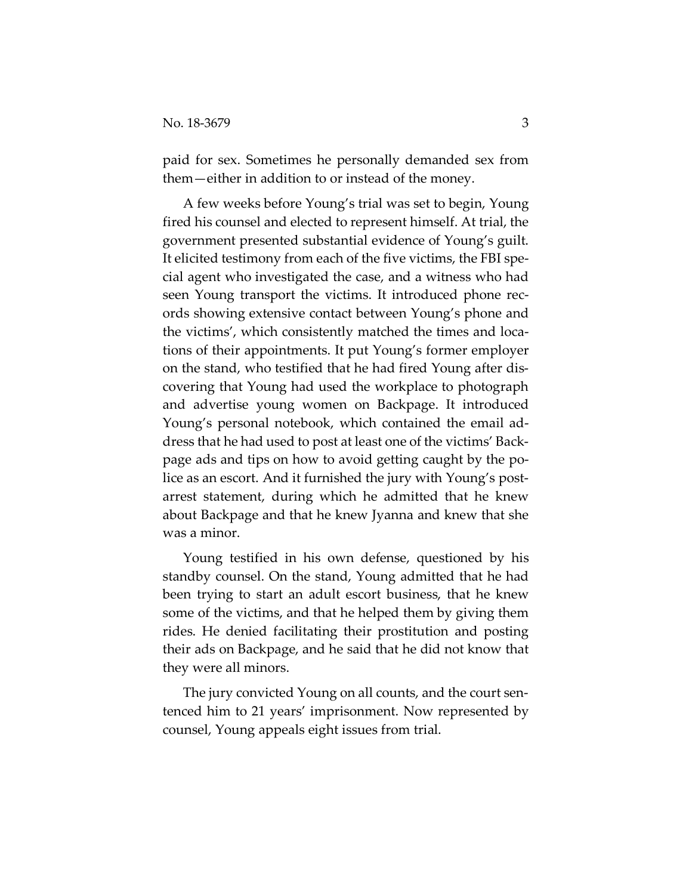paid for sex. Sometimes he personally demanded sex from them—either in addition to or instead of the money.

A few weeks before Young's trial was set to begin, Young fired his counsel and elected to represent himself. At trial, the government presented substantial evidence of Young's guilt. It elicited testimony from each of the five victims, the FBI special agent who investigated the case, and a witness who had seen Young transport the victims. It introduced phone records showing extensive contact between Young's phone and the victims', which consistently matched the times and locations of their appointments. It put Young's former employer on the stand, who testified that he had fired Young after discovering that Young had used the workplace to photograph and advertise young women on Backpage. It introduced Young's personal notebook, which contained the email address that he had used to post at least one of the victims' Backpage ads and tips on how to avoid getting caught by the police as an escort. And it furnished the jury with Young's post-arrest statement, during which he admitted that he knew about Backpage and that he knew Jyanna and knew that she was a minor.

Young testified in his own defense, questioned by his standby counsel. On the stand, Young admitted that he had been trying to start an adult escort business, that he knew some of the victims, and that he helped them by giving them rides. He denied facilitating their prostitution and posting their ads on Backpage, and he said that he did not know that they were all minors.

The jury convicted Young on all counts, and the court sentenced him to 21 years' imprisonment. Now represented by counsel, Young appeals eight issues from trial.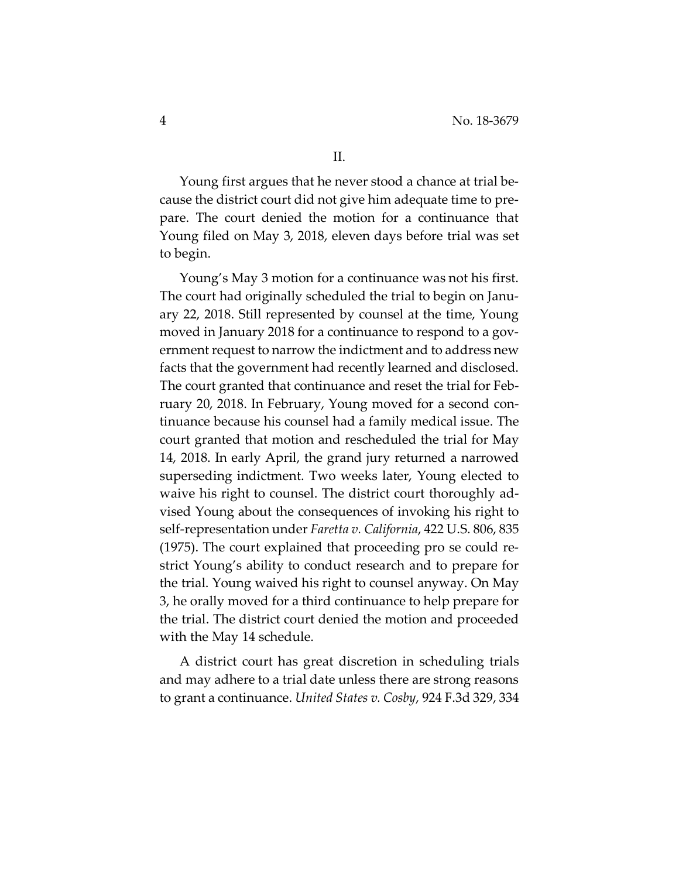## II.

Young first argues that he never stood a chance at trial because the district court did not give him adequate time to prepare. The court denied the motion for a continuance that Young filed on May 3, 2018, eleven days before trial was set to begin.

Young's May 3 motion for a continuance was not his first. The court had originally scheduled the trial to begin on January 22, 2018. Still represented by counsel at the time, Young moved in January 2018 for a continuance to respond to a government request to narrow the indictment and to address new facts that the government had recently learned and disclosed. The court granted that continuance and reset the trial for February 20, 2018. In February, Young moved for a second continuance because his counsel had a family medical issue. The court granted that motion and rescheduled the trial for May 14, 2018. In early April, the grand jury returned a narrowed superseding indictment. Two weeks later, Young elected to waive his right to counsel. The district court thoroughly advised Young about the consequences of invoking his right to self-representation under *Faretta v. California*, 422 U.S. 806, 835 (1975). The court explained that proceeding pro se could restrict Young's ability to conduct research and to prepare for the trial. Young waived his right to counsel anyway. On May 3, he orally moved for a third continuance to help prepare for the trial. The district court denied the motion and proceeded with the May 14 schedule.

A district court has great discretion in scheduling trials and may adhere to a trial date unless there are strong reasons to grant a continuance. *United States v. Cosby*, 924 F.3d 329, 334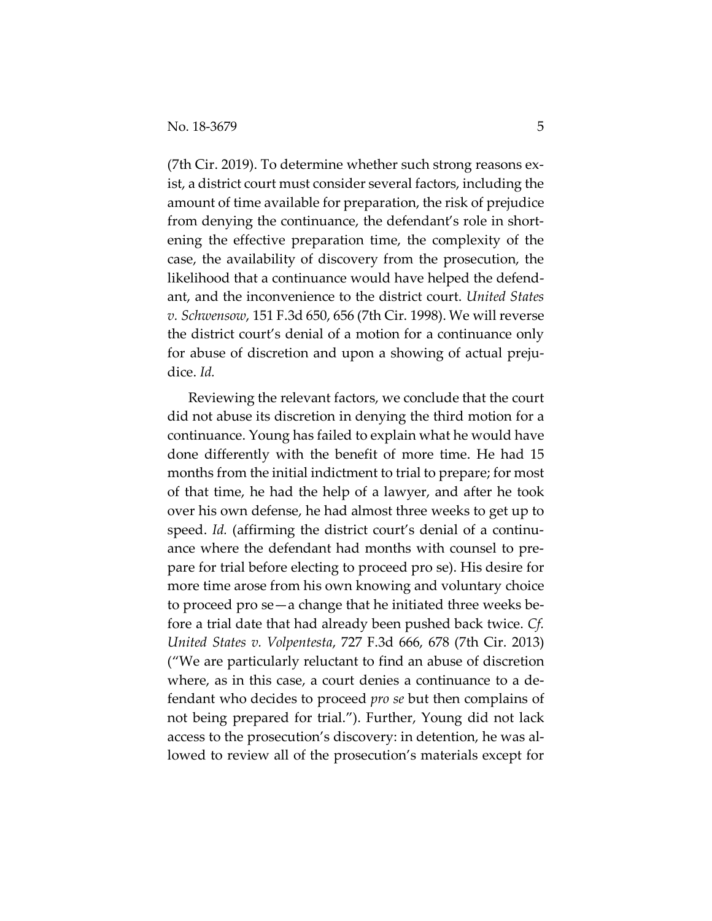(7th Cir. 2019). To determine whether such strong reasons exist, a district court must consider several factors, including the amount of time available for preparation, the risk of prejudice from denying the continuance, the defendant's role in shortening the effective preparation time, the complexity of the case, the availability of discovery from the prosecution, the likelihood that a continuance would have helped the defendant, and the inconvenience to the district court. *United States v. Schwensow*, 151 F.3d 650, 656 (7th Cir. 1998). We will reverse the district court's denial of a motion for a continuance only for abuse of discretion and upon a showing of actual prejudice. *Id.*

Reviewing the relevant factors, we conclude that the court did not abuse its discretion in denying the third motion for a continuance. Young has failed to explain what he would have done differently with the benefit of more time. He had 15 months from the initial indictment to trial to prepare; for most of that time, he had the help of a lawyer, and after he took over his own defense, he had almost three weeks to get up to speed. *Id.* (affirming the district court's denial of a continuance where the defendant had months with counsel to prepare for trial before electing to proceed pro se). His desire for more time arose from his own knowing and voluntary choice to proceed pro se—a change that he initiated three weeks before a trial date that had already been pushed back twice. *Cf. United States v. Volpentesta*, 727 F.3d 666, 678 (7th Cir. 2013) ("We are particularly reluctant to find an abuse of discretion where, as in this case, a court denies a continuance to a defendant who decides to proceed *pro se* but then complains of not being prepared for trial."). Further, Young did not lack access to the prosecution's discovery: in detention, he was allowed to review all of the prosecution's materials except for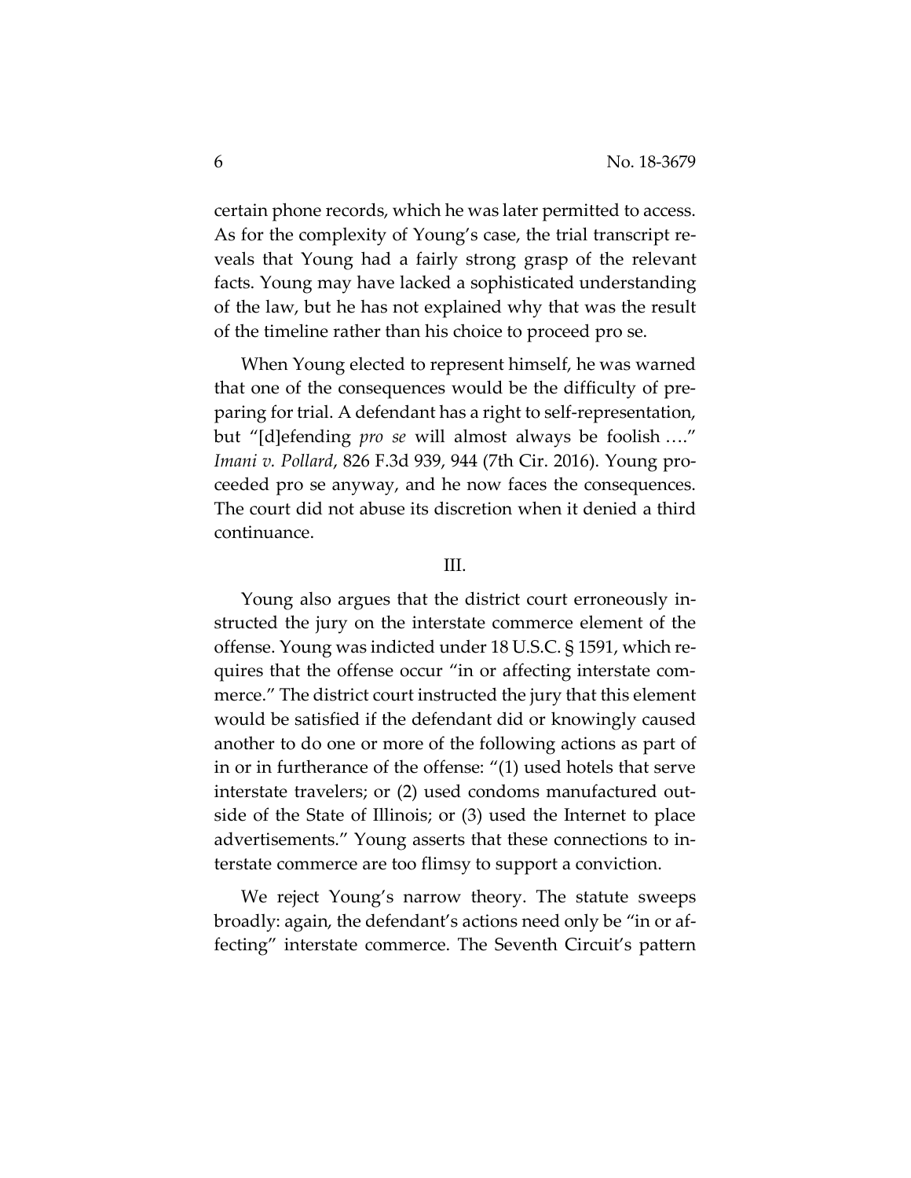certain phone records, which he was later permitted to access. As for the complexity of Young's case, the trial transcript reveals that Young had a fairly strong grasp of the relevant facts. Young may have lacked a sophisticated understanding of the law, but he has not explained why that was the result of the timeline rather than his choice to proceed pro se.

When Young elected to represent himself, he was warned that one of the consequences would be the difficulty of preparing for trial. A defendant has a right to self-representation, but "[d]efending *pro se* will almost always be foolish …." *Imani v. Pollard*, 826 F.3d 939, 944 (7th Cir. 2016). Young proceeded pro se anyway, and he now faces the consequences. The court did not abuse its discretion when it denied a third continuance.

III.

Young also argues that the district court erroneously instructed the jury on the interstate commerce element of the offense. Young was indicted under 18 U.S.C. § 1591, which requires that the offense occur "in or affecting interstate commerce." The district court instructed the jury that this element would be satisfied if the defendant did or knowingly caused another to do one or more of the following actions as part of in or in furtherance of the offense: "(1) used hotels that serve interstate travelers; or (2) used condoms manufactured outside of the State of Illinois; or (3) used the Internet to place advertisements." Young asserts that these connections to interstate commerce are too flimsy to support a conviction.

We reject Young's narrow theory. The statute sweeps broadly: again, the defendant's actions need only be "in or affecting" interstate commerce. The Seventh Circuit's pattern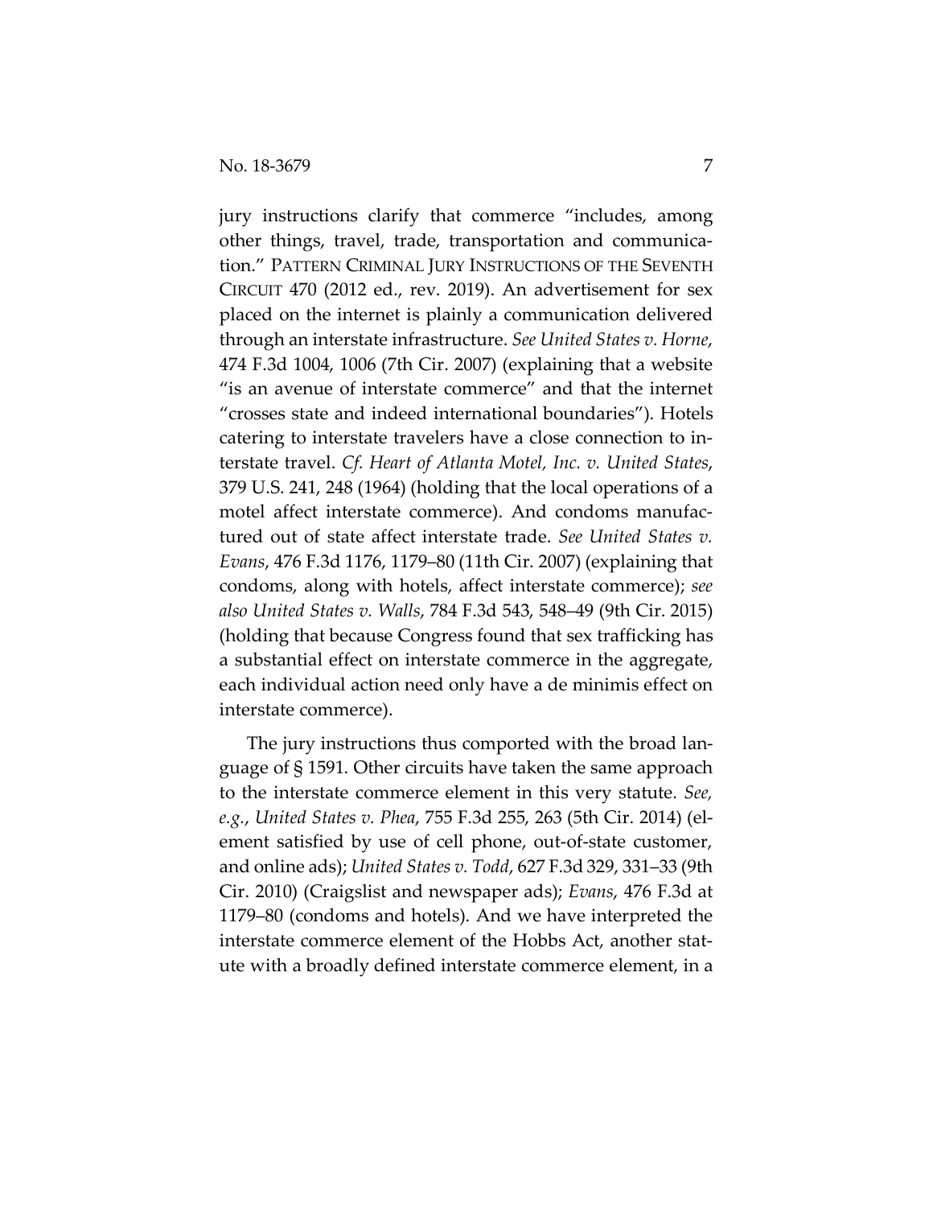jury instructions clarify that commerce "includes, among other things, travel, trade, transportation and communication." PATTERN CRIMINAL JURY INSTRUCTIONS OF THE SEVENTH CIRCUIT 470 (2012 ed., rev. 2019). An advertisement for sex placed on the internet is plainly a communication delivered through an interstate infrastructure. *See United States v. Horne*, 474 F.3d 1004, 1006 (7th Cir. 2007) (explaining that a website "is an avenue of interstate commerce" and that the internet "crosses state and indeed international boundaries"). Hotels catering to interstate travelers have a close connection to interstate travel. *Cf. Heart of Atlanta Motel, Inc. v. United States*, 379 U.S. 241, 248 (1964) (holding that the local operations of a motel affect interstate commerce). And condoms manufactured out of state affect interstate trade. *See United States v. Evans*, 476 F.3d 1176, 1179–80 (11th Cir. 2007) (explaining that condoms, along with hotels, affect interstate commerce); *see also United States v. Walls*, 784 F.3d 543, 548–49 (9th Cir. 2015) (holding that because Congress found that sex trafficking has a substantial effect on interstate commerce in the aggregate, each individual action need only have a de minimis effect on interstate commerce).

The jury instructions thus comported with the broad language of § 1591. Other circuits have taken the same approach to the interstate commerce element in this very statute. *See, e.g.*, *United States v. Phea*, 755 F.3d 255, 263 (5th Cir. 2014) (element satisfied by use of cell phone, out-of-state customer, and online ads); *United States v. Todd*, 627 F.3d 329, 331–33 (9th Cir. 2010) (Craigslist and newspaper ads); *Evans*, 476 F.3d at 1179–80 (condoms and hotels). And we have interpreted the interstate commerce element of the Hobbs Act, another statute with a broadly defined interstate commerce element, in a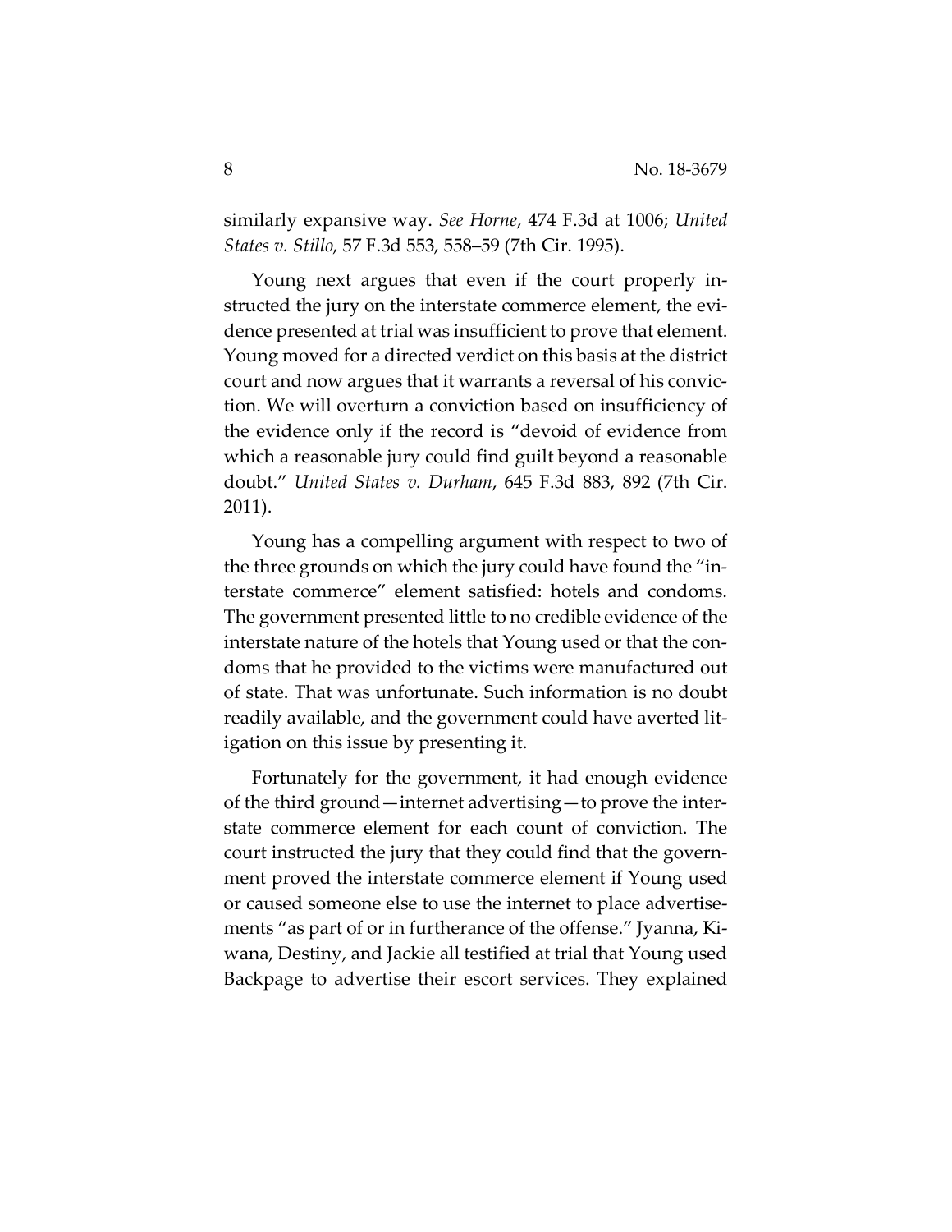similarly expansive way. *See Horne*, 474 F.3d at 1006; *United States v. Stillo*, 57 F.3d 553, 558–59 (7th Cir. 1995).

Young next argues that even if the court properly instructed the jury on the interstate commerce element, the evidence presented at trial was insufficient to prove that element. Young moved for a directed verdict on this basis at the district court and now argues that it warrants a reversal of his conviction. We will overturn a conviction based on insufficiency of the evidence only if the record is "devoid of evidence from which a reasonable jury could find guilt beyond a reasonable doubt." *United States v. Durham*, 645 F.3d 883, 892 (7th Cir. 2011).

Young has a compelling argument with respect to two of the three grounds on which the jury could have found the "interstate commerce" element satisfied: hotels and condoms. The government presented little to no credible evidence of the interstate nature of the hotels that Young used or that the condoms that he provided to the victims were manufactured out of state. That was unfortunate. Such information is no doubt readily available, and the government could have averted litigation on this issue by presenting it.

Fortunately for the government, it had enough evidence of the third ground—internet advertising—to prove the interstate commerce element for each count of conviction. The court instructed the jury that they could find that the government proved the interstate commerce element if Young used or caused someone else to use the internet to place advertisements "as part of or in furtherance of the offense." Jyanna, Kiwana, Destiny, and Jackie all testified at trial that Young used Backpage to advertise their escort services. They explained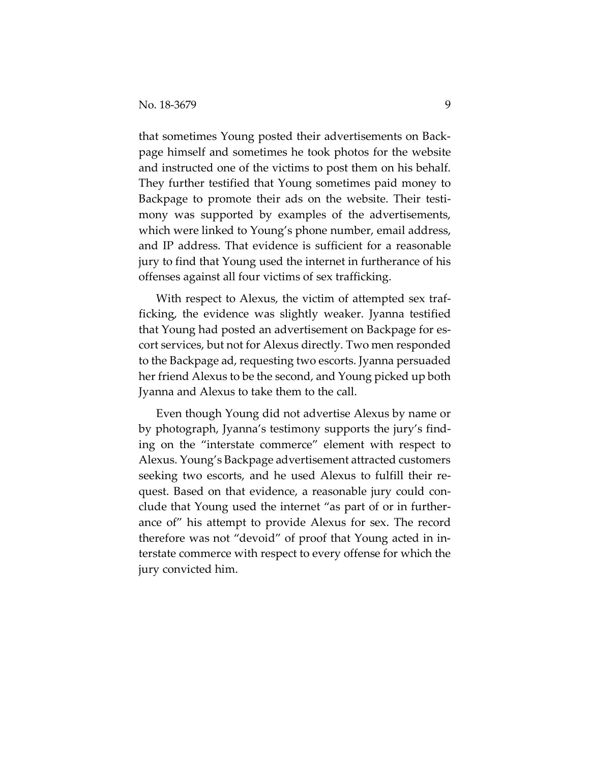that sometimes Young posted their advertisements on Backpage himself and sometimes he took photos for the website and instructed one of the victims to post them on his behalf. They further testified that Young sometimes paid money to Backpage to promote their ads on the website. Their testimony was supported by examples of the advertisements, which were linked to Young's phone number, email address, and IP address. That evidence is sufficient for a reasonable jury to find that Young used the internet in furtherance of his offenses against all four victims of sex trafficking.

With respect to Alexus, the victim of attempted sex trafficking, the evidence was slightly weaker. Jyanna testified that Young had posted an advertisement on Backpage for escort services, but not for Alexus directly. Two men responded to the Backpage ad, requesting two escorts. Jyanna persuaded her friend Alexus to be the second, and Young picked up both Jyanna and Alexus to take them to the call.

Even though Young did not advertise Alexus by name or by photograph, Jyanna's testimony supports the jury's finding on the "interstate commerce" element with respect to Alexus. Young's Backpage advertisement attracted customers seeking two escorts, and he used Alexus to fulfill their request. Based on that evidence, a reasonable jury could conclude that Young used the internet "as part of or in furtherance of" his attempt to provide Alexus for sex. The record therefore was not "devoid" of proof that Young acted in interstate commerce with respect to every offense for which the jury convicted him.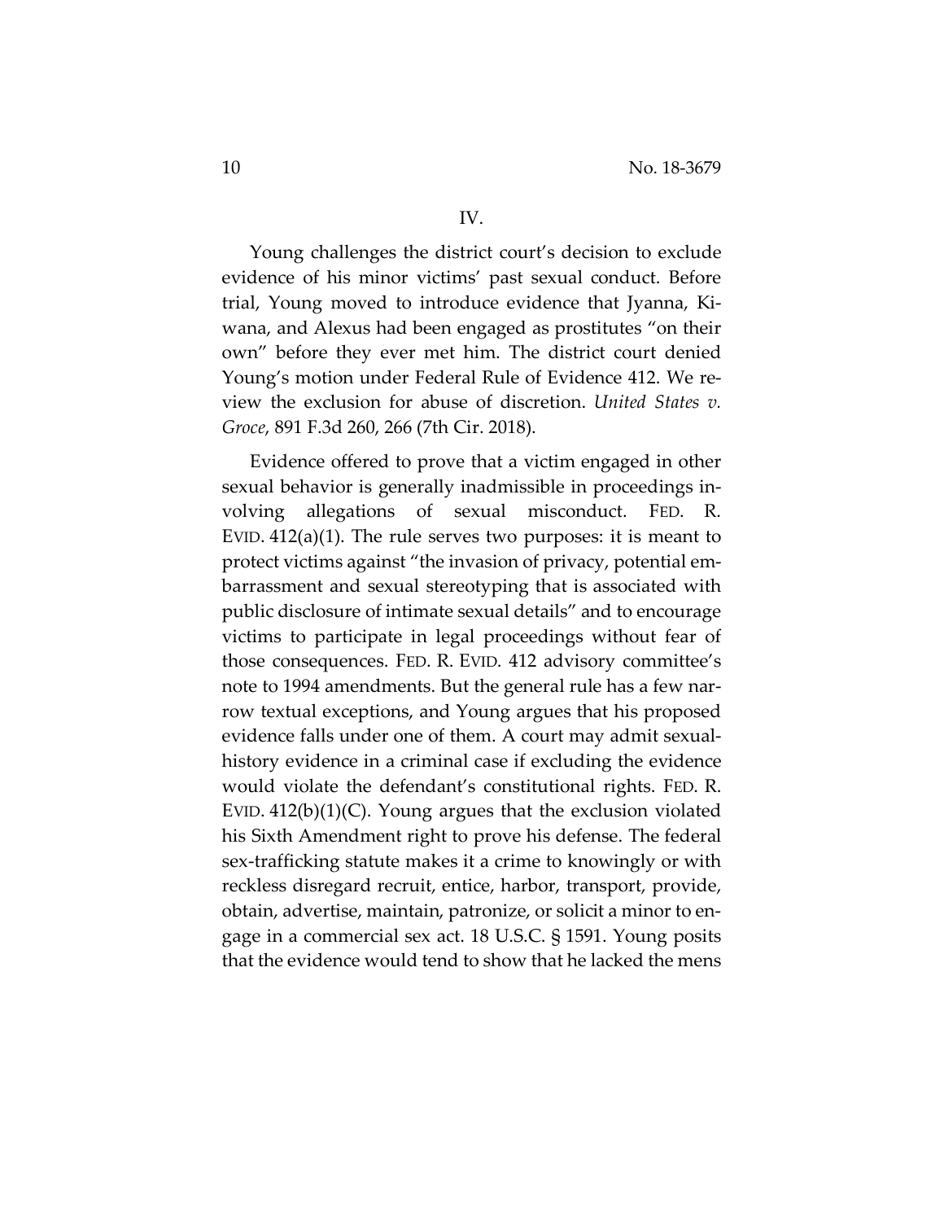## IV.

Young challenges the district court's decision to exclude evidence of his minor victims' past sexual conduct. Before trial, Young moved to introduce evidence that Jyanna, Kiwana, and Alexus had been engaged as prostitutes "on their own" before they ever met him. The district court denied Young's motion under Federal Rule of Evidence 412. We review the exclusion for abuse of discretion. *United States v. Groce*, 891 F.3d 260, 266 (7th Cir. 2018).

Evidence offered to prove that a victim engaged in other sexual behavior is generally inadmissible in proceedings involving allegations of sexual misconduct. FED. R. EVID. 412(a)(1). The rule serves two purposes: it is meant to protect victims against "the invasion of privacy, potential embarrassment and sexual stereotyping that is associated with public disclosure of intimate sexual details" and to encourage victims to participate in legal proceedings without fear of those consequences. FED. R. EVID. 412 advisory committee's note to 1994 amendments. But the general rule has a few narrow textual exceptions, and Young argues that his proposed evidence falls under one of them. A court may admit sexual-history evidence in a criminal case if excluding the evidence would violate the defendant's constitutional rights. FED. R. EVID. 412(b)(1)(C). Young argues that the exclusion violated his Sixth Amendment right to prove his defense. The federal sex-trafficking statute makes it a crime to knowingly or with reckless disregard recruit, entice, harbor, transport, provide, obtain, advertise, maintain, patronize, or solicit a minor to engage in a commercial sex act. 18 U.S.C. § 1591. Young posits that the evidence would tend to show that he lacked the mens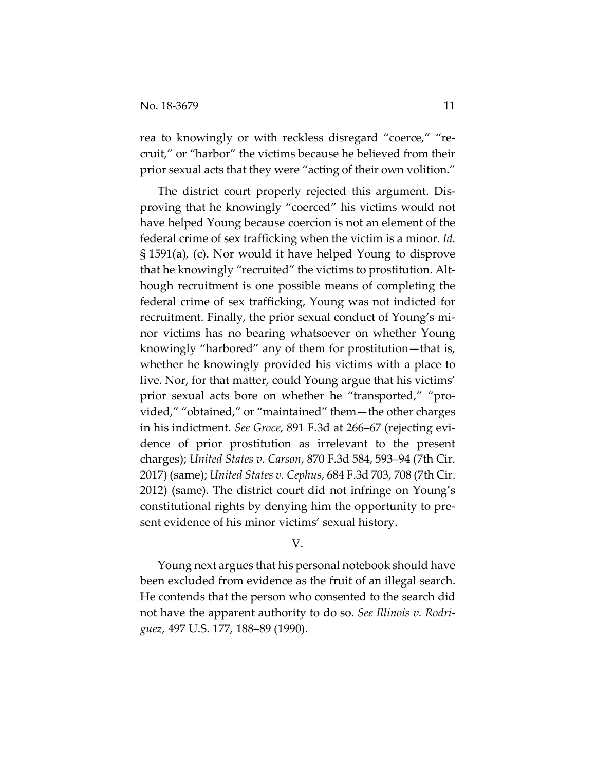rea to knowingly or with reckless disregard "coerce," "recruit," or "harbor" the victims because he believed from their prior sexual acts that they were "acting of their own volition."

The district court properly rejected this argument. Disproving that he knowingly "coerced" his victims would not have helped Young because coercion is not an element of the federal crime of sex trafficking when the victim is a minor. *Id.* § 1591(a), (c). Nor would it have helped Young to disprove that he knowingly "recruited" the victims to prostitution. Although recruitment is one possible means of completing the federal crime of sex trafficking, Young was not indicted for recruitment. Finally, the prior sexual conduct of Young's minor victims has no bearing whatsoever on whether Young knowingly "harbored" any of them for prostitution—that is, whether he knowingly provided his victims with a place to live. Nor, for that matter, could Young argue that his victims' prior sexual acts bore on whether he "transported," "provided," "obtained," or "maintained" them—the other charges in his indictment. *See Groce*, 891 F.3d at 266–67 (rejecting evidence of prior prostitution as irrelevant to the present charges); *United States v. Carson*, 870 F.3d 584, 593–94 (7th Cir. 2017) (same); *United States v. Cephus*, 684 F.3d 703, 708 (7th Cir. 2012) (same). The district court did not infringe on Young's constitutional rights by denying him the opportunity to present evidence of his minor victims' sexual history.

## V.

Young next argues that his personal notebook should have been excluded from evidence as the fruit of an illegal search. He contends that the person who consented to the search did not have the apparent authority to do so. *See Illinois v. Rodriguez*, 497 U.S. 177, 188–89 (1990).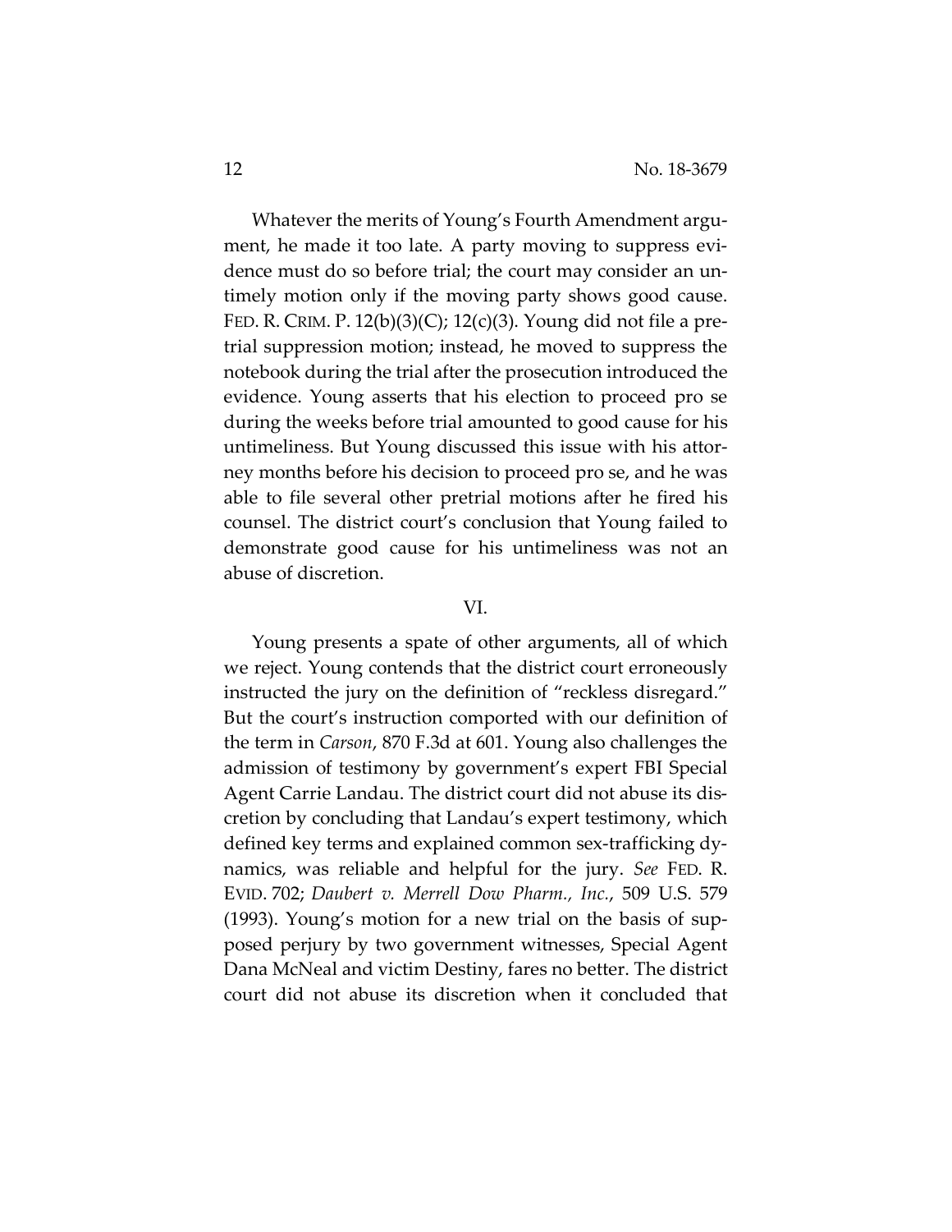Whatever the merits of Young's Fourth Amendment argument, he made it too late. A party moving to suppress evidence must do so before trial; the court may consider an untimely motion only if the moving party shows good cause. FED. R. CRIM. P. 12(b)(3)(C); 12(c)(3). Young did not file a pretrial suppression motion; instead, he moved to suppress the notebook during the trial after the prosecution introduced the evidence. Young asserts that his election to proceed pro se during the weeks before trial amounted to good cause for his untimeliness. But Young discussed this issue with his attorney months before his decision to proceed pro se, and he was able to file several other pretrial motions after he fired his counsel. The district court's conclusion that Young failed to demonstrate good cause for his untimeliness was not an abuse of discretion.

## VI.

Young presents a spate of other arguments, all of which we reject. Young contends that the district court erroneously instructed the jury on the definition of "reckless disregard." But the court's instruction comported with our definition of the term in *Carson*, 870 F.3d at 601. Young also challenges the admission of testimony by government's expert FBI Special Agent Carrie Landau. The district court did not abuse its discretion by concluding that Landau's expert testimony, which defined key terms and explained common sex-trafficking dynamics, was reliable and helpful for the jury. *See* FED. R. EVID. 702; *Daubert v. Merrell Dow Pharm., Inc.*, 509 U.S. 579 (1993). Young's motion for a new trial on the basis of supposed perjury by two government witnesses, Special Agent Dana McNeal and victim Destiny, fares no better. The district court did not abuse its discretion when it concluded that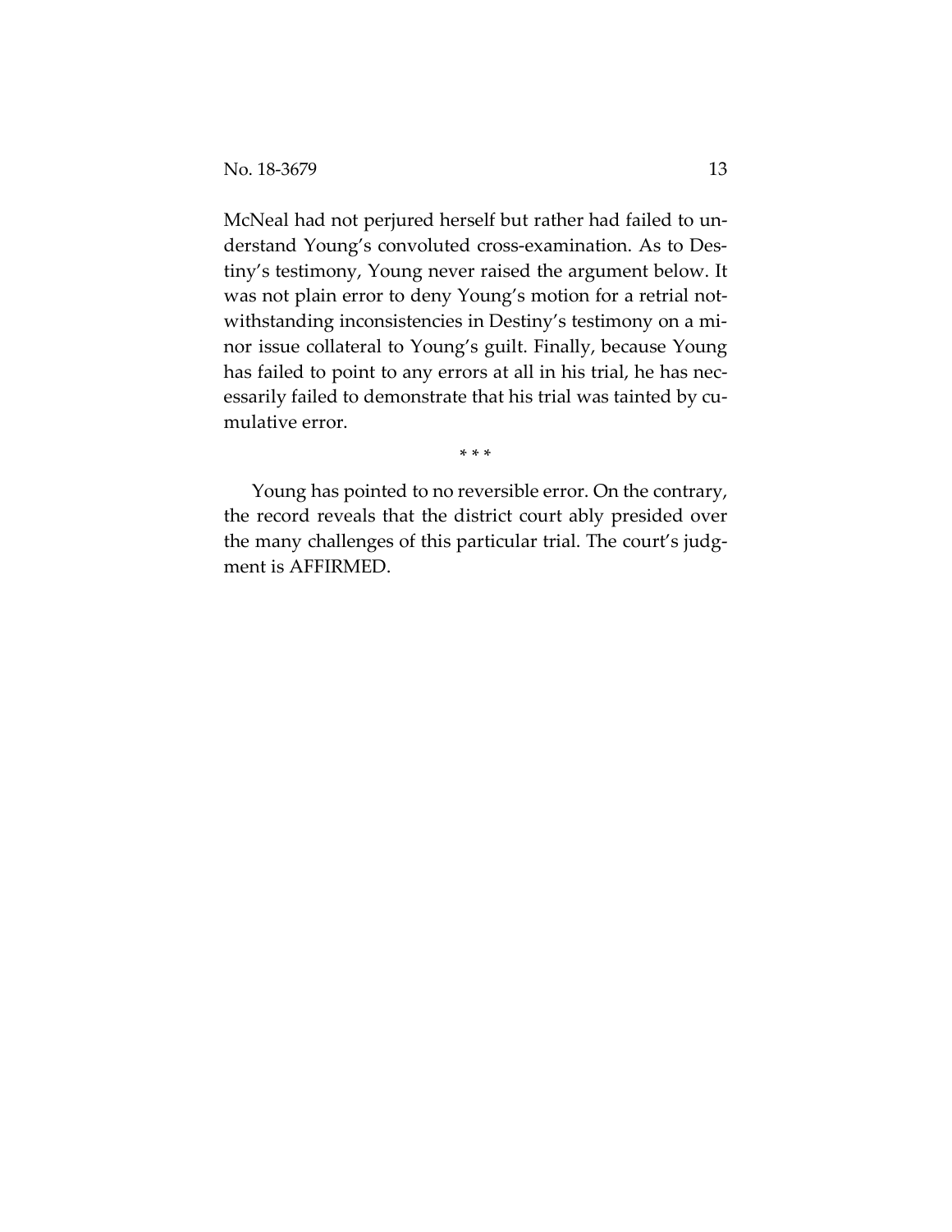McNeal had not perjured herself but rather had failed to understand Young's convoluted cross-examination. As to Destiny's testimony, Young never raised the argument below. It was not plain error to deny Young's motion for a retrial notwithstanding inconsistencies in Destiny's testimony on a minor issue collateral to Young's guilt. Finally, because Young has failed to point to any errors at all in his trial, he has necessarily failed to demonstrate that his trial was tainted by cumulative error.

\* \* \*

Young has pointed to no reversible error. On the contrary, the record reveals that the district court ably presided over the many challenges of this particular trial. The court's judgment is AFFIRMED.